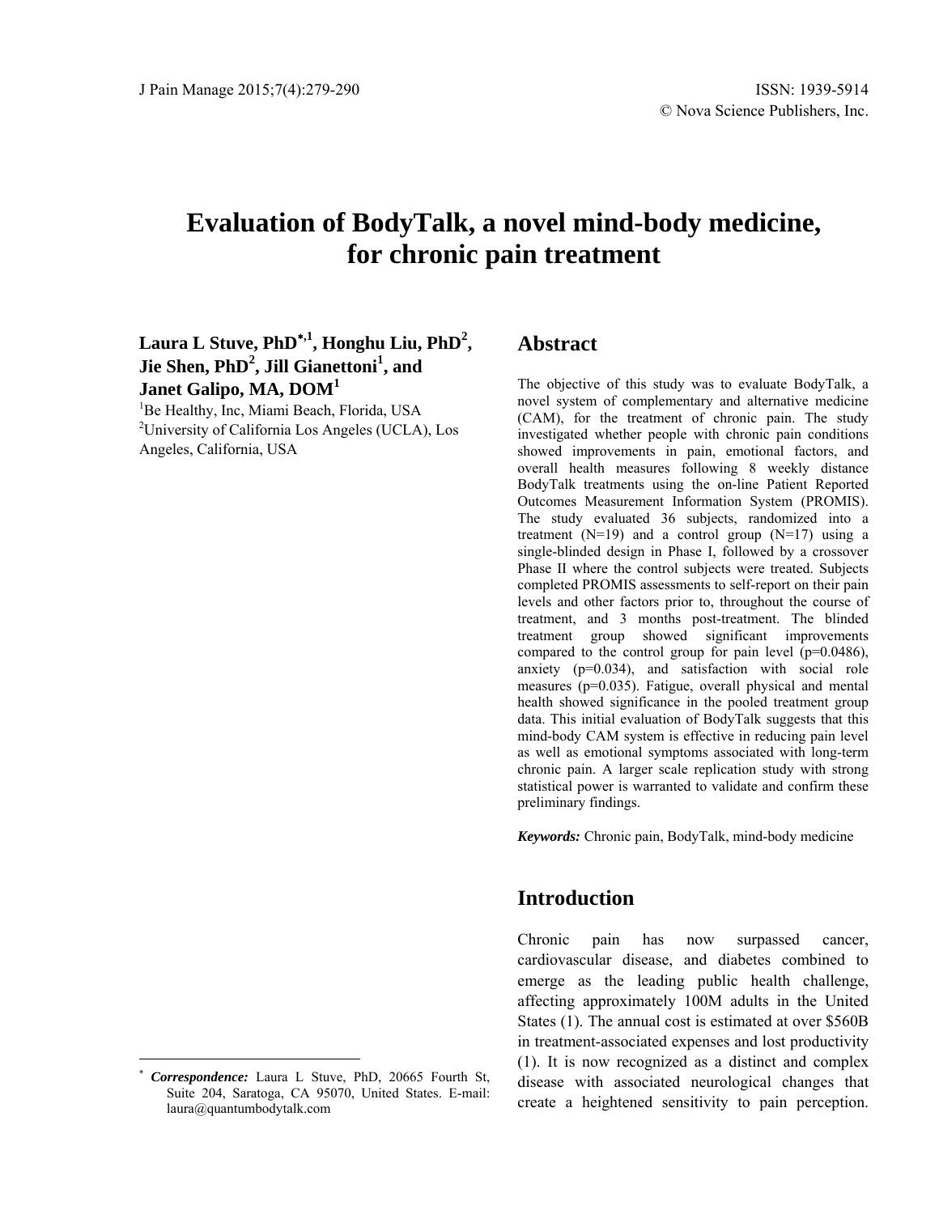# Evaluation of BodyTalk, a novel mind-body medicine, for chronic pain treatment

**Laura L Stuve, PhD[*,1], Honghu Liu, PhD[2], Jie Shen, PhD[2], Jill Gianettoni[1], and Janet Galipo, MA, DOM[1]**

[1]Be Healthy, Inc, Miami Beach, Florida, USA
[2]University of California Los Angeles (UCLA), Los Angeles, California, USA

## Abstract

The objective of this study was to evaluate BodyTalk, a novel system of complementary and alternative medicine (CAM), for the treatment of chronic pain. The study investigated whether people with chronic pain conditions showed improvements in pain, emotional factors, and overall health measures following 8 weekly distance BodyTalk treatments using the on-line Patient Reported Outcomes Measurement Information System (PROMIS). The study evaluated 36 subjects, randomized into a treatment (N=19) and a control group (N=17) using a single-blinded design in Phase I, followed by a crossover Phase II where the control subjects were treated. Subjects completed PROMIS assessments to self-report on their pain levels and other factors prior to, throughout the course of treatment, and 3 months post-treatment. The blinded treatment group showed significant improvements compared to the control group for pain level ($p=0.0486$), anxiety ($p=0.034$), and satisfaction with social role measures ($p=0.035$). Fatigue, overall physical and mental health showed significance in the pooled treatment group data. This initial evaluation of BodyTalk suggests that this mind-body CAM system is effective in reducing pain level as well as emotional symptoms associated with long-term chronic pain. A larger scale replication study with strong statistical power is warranted to validate and confirm these preliminary findings.

***Keywords:*** Chronic pain, BodyTalk, mind-body medicine

## Introduction

Chronic pain has now surpassed cancer, cardiovascular disease, and diabetes combined to emerge as the leading public health challenge, affecting approximately 100M adults in the United States (1). The annual cost is estimated at over $560B in treatment-associated expenses and lost productivity (1). It is now recognized as a distinct and complex disease with associated neurological changes that create a heightened sensitivity to pain perception.

[*] ***Correspondence:*** Laura L Stuve, PhD, 20665 Fourth St, Suite 204, Saratoga, CA 95070, United States. E-mail: laura@quantumbodytalk.com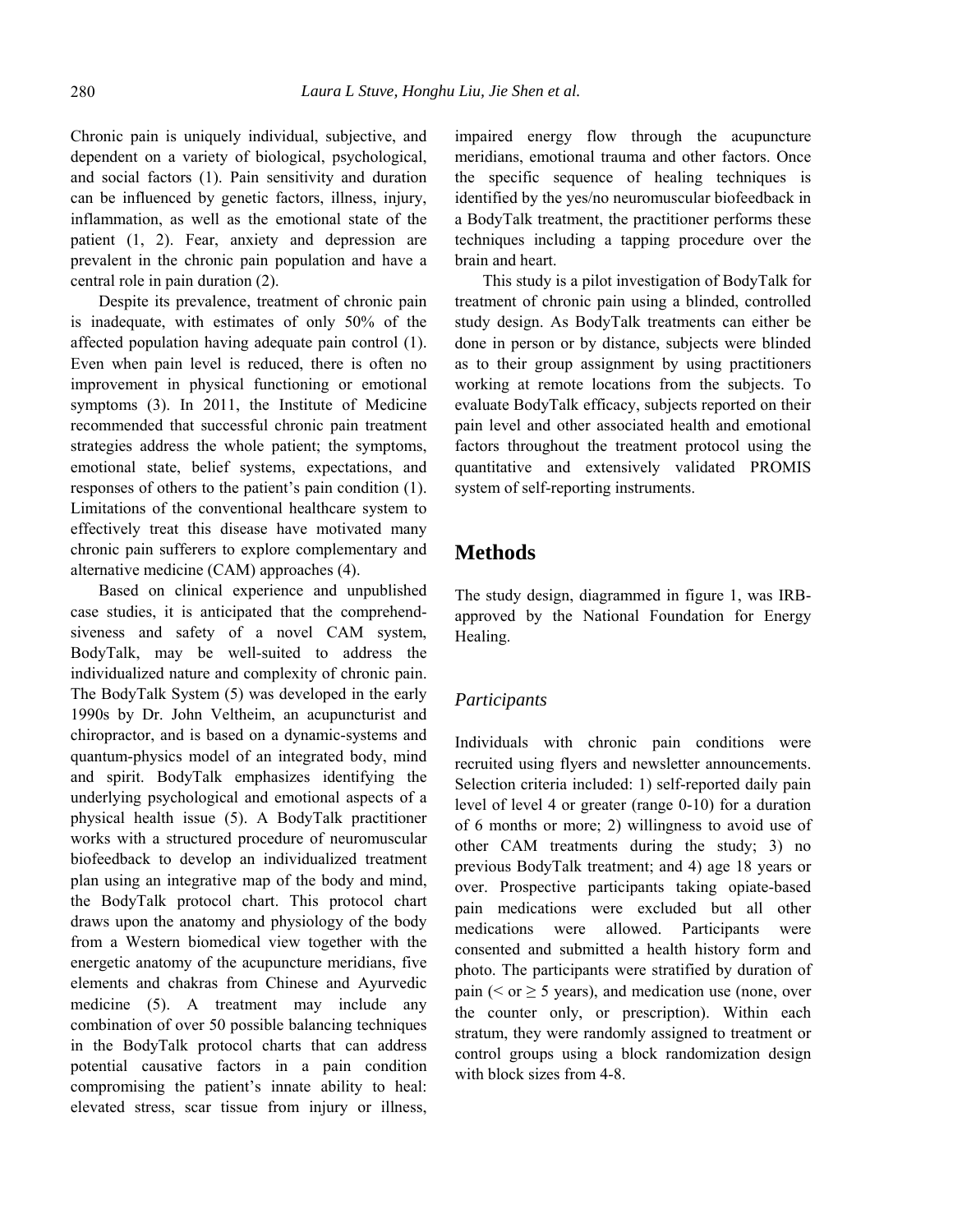Chronic pain is uniquely individual, subjective, and dependent on a variety of biological, psychological, and social factors (1). Pain sensitivity and duration can be influenced by genetic factors, illness, injury, inflammation, as well as the emotional state of the patient (1, 2). Fear, anxiety and depression are prevalent in the chronic pain population and have a central role in pain duration (2).

Despite its prevalence, treatment of chronic pain is inadequate, with estimates of only 50% of the affected population having adequate pain control (1). Even when pain level is reduced, there is often no improvement in physical functioning or emotional symptoms (3). In 2011, the Institute of Medicine recommended that successful chronic pain treatment strategies address the whole patient; the symptoms, emotional state, belief systems, expectations, and responses of others to the patient's pain condition (1). Limitations of the conventional healthcare system to effectively treat this disease have motivated many chronic pain sufferers to explore complementary and alternative medicine (CAM) approaches (4).

Based on clinical experience and unpublished case studies, it is anticipated that the comprehendsiveness and safety of a novel CAM system, BodyTalk, may be well-suited to address the individualized nature and complexity of chronic pain. The BodyTalk System (5) was developed in the early 1990s by Dr. John Veltheim, an acupuncturist and chiropractor, and is based on a dynamic-systems and quantum-physics model of an integrated body, mind and spirit. BodyTalk emphasizes identifying the underlying psychological and emotional aspects of a physical health issue (5). A BodyTalk practitioner works with a structured procedure of neuromuscular biofeedback to develop an individualized treatment plan using an integrative map of the body and mind, the BodyTalk protocol chart. This protocol chart draws upon the anatomy and physiology of the body from a Western biomedical view together with the energetic anatomy of the acupuncture meridians, five elements and chakras from Chinese and Ayurvedic medicine (5). A treatment may include any combination of over 50 possible balancing techniques in the BodyTalk protocol charts that can address potential causative factors in a pain condition compromising the patient's innate ability to heal: elevated stress, scar tissue from injury or illness, impaired energy flow through the acupuncture meridians, emotional trauma and other factors. Once the specific sequence of healing techniques is identified by the yes/no neuromuscular biofeedback in a BodyTalk treatment, the practitioner performs these techniques including a tapping procedure over the brain and heart.

This study is a pilot investigation of BodyTalk for treatment of chronic pain using a blinded, controlled study design. As BodyTalk treatments can either be done in person or by distance, subjects were blinded as to their group assignment by using practitioners working at remote locations from the subjects. To evaluate BodyTalk efficacy, subjects reported on their pain level and other associated health and emotional factors throughout the treatment protocol using the quantitative and extensively validated PROMIS system of self-reporting instruments.

## Methods

The study design, diagrammed in figure 1, was IRB-approved by the National Foundation for Energy Healing.

### *Participants*

Individuals with chronic pain conditions were recruited using flyers and newsletter announcements. Selection criteria included: 1) self-reported daily pain level of level 4 or greater (range 0-10) for a duration of 6 months or more; 2) willingness to avoid use of other CAM treatments during the study; 3) no previous BodyTalk treatment; and 4) age 18 years or over. Prospective participants taking opiate-based pain medications were excluded but all other medications were allowed. Participants were consented and submitted a health history form and photo. The participants were stratified by duration of pain (< or ≥ 5 years), and medication use (none, over the counter only, or prescription). Within each stratum, they were randomly assigned to treatment or control groups using a block randomization design with block sizes from 4-8.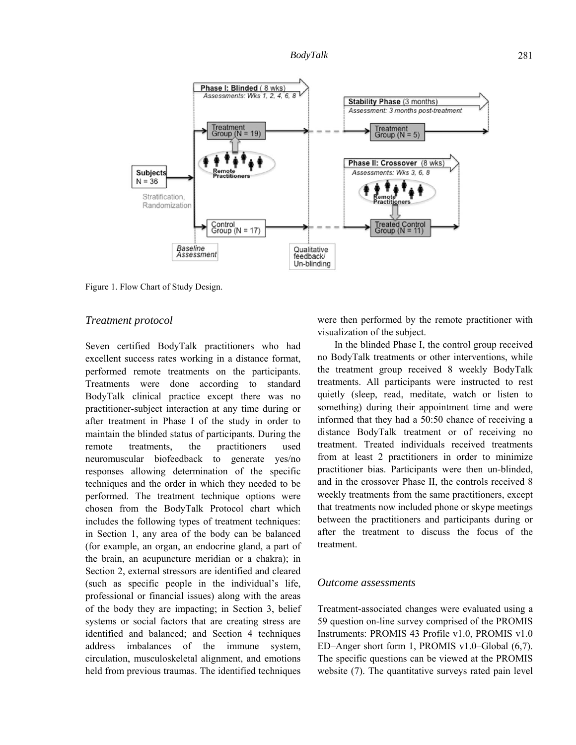Figure 1. Flow Chart of Study Design.

### Treatment protocol

Seven certified BodyTalk practitioners who had excellent success rates working in a distance format, performed remote treatments on the participants. Treatments were done according to standard BodyTalk clinical practice except there was no practitioner-subject interaction at any time during or after treatment in Phase I of the study in order to maintain the blinded status of participants. During the remote treatments, the practitioners used neuromuscular biofeedback to generate yes/no responses allowing determination of the specific techniques and the order in which they needed to be performed. The treatment technique options were chosen from the BodyTalk Protocol chart which includes the following types of treatment techniques: in Section 1, any area of the body can be balanced (for example, an organ, an endocrine gland, a part of the brain, an acupuncture meridian or a chakra); in Section 2, external stressors are identified and cleared (such as specific people in the individual's life, professional or financial issues) along with the areas of the body they are impacting; in Section 3, belief systems or social factors that are creating stress are identified and balanced; and Section 4 techniques address imbalances of the immune system, circulation, musculoskeletal alignment, and emotions held from previous traumas. The identified techniques were then performed by the remote practitioner with visualization of the subject.

In the blinded Phase I, the control group received no BodyTalk treatments or other interventions, while the treatment group received 8 weekly BodyTalk treatments. All participants were instructed to rest quietly (sleep, read, meditate, watch or listen to something) during their appointment time and were informed that they had a 50:50 chance of receiving a distance BodyTalk treatment or of receiving no treatment. Treated individuals received treatments from at least 2 practitioners in order to minimize practitioner bias. Participants were then un-blinded, and in the crossover Phase II, the controls received 8 weekly treatments from the same practitioners, except that treatments now included phone or skype meetings between the practitioners and participants during or after the treatment to discuss the focus of the treatment.

### Outcome assessments

Treatment-associated changes were evaluated using a 59 question on-line survey comprised of the PROMIS Instruments: PROMIS 43 Profile v1.0, PROMIS v1.0 ED–Anger short form 1, PROMIS v1.0–Global (6,7). The specific questions can be viewed at the PROMIS website (7). The quantitative surveys rated pain level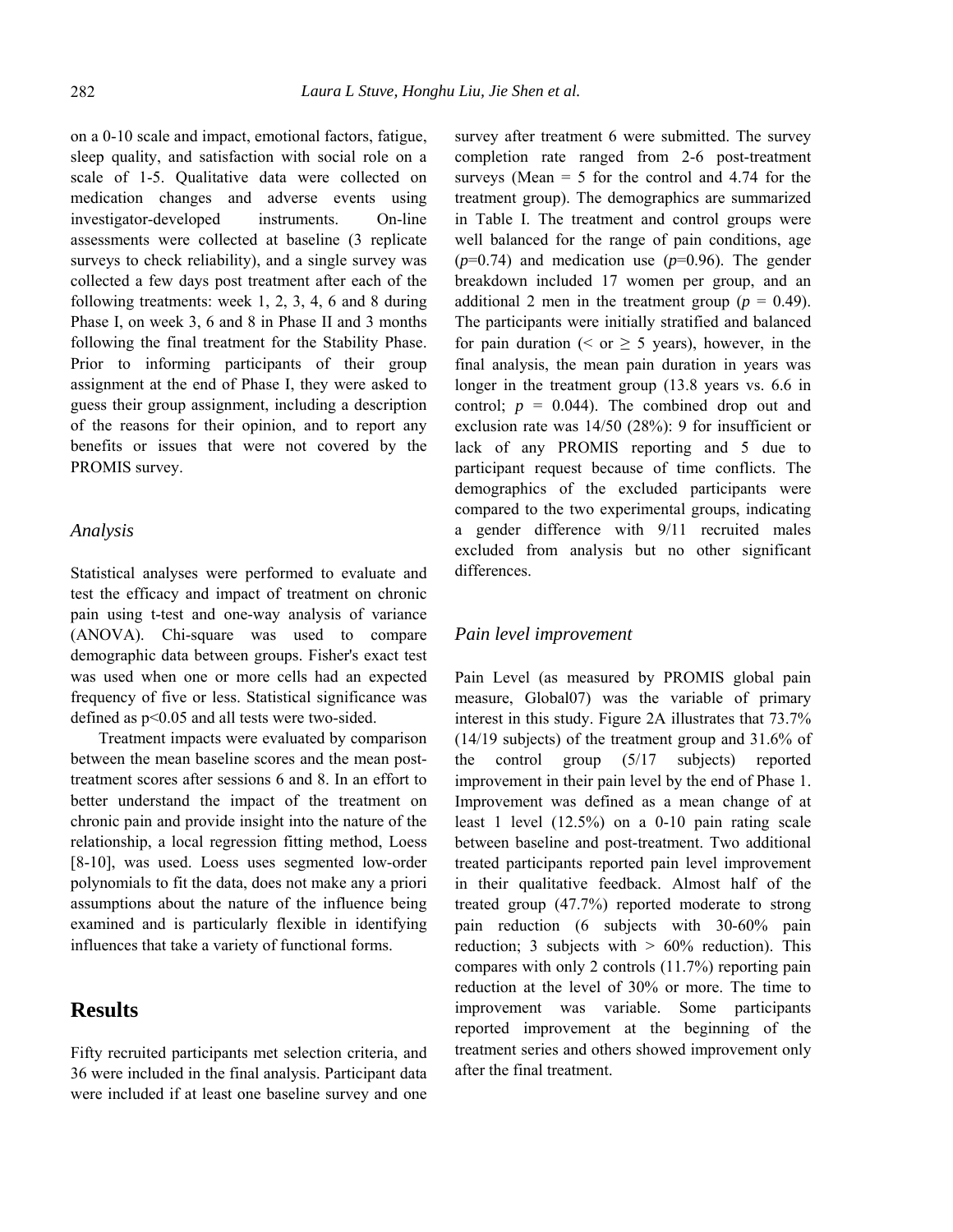on a 0-10 scale and impact, emotional factors, fatigue, sleep quality, and satisfaction with social role on a scale of 1-5. Qualitative data were collected on medication changes and adverse events using investigator-developed instruments. On-line assessments were collected at baseline (3 replicate surveys to check reliability), and a single survey was collected a few days post treatment after each of the following treatments: week 1, 2, 3, 4, 6 and 8 during Phase I, on week 3, 6 and 8 in Phase II and 3 months following the final treatment for the Stability Phase. Prior to informing participants of their group assignment at the end of Phase I, they were asked to guess their group assignment, including a description of the reasons for their opinion, and to report any benefits or issues that were not covered by the PROMIS survey.

### *Analysis*

Statistical analyses were performed to evaluate and test the efficacy and impact of treatment on chronic pain using t-test and one-way analysis of variance (ANOVA). Chi-square was used to compare demographic data between groups. Fisher's exact test was used when one or more cells had an expected frequency of five or less. Statistical significance was defined as $p<0.05$ and all tests were two-sided.

Treatment impacts were evaluated by comparison between the mean baseline scores and the mean post-treatment scores after sessions 6 and 8. In an effort to better understand the impact of the treatment on chronic pain and provide insight into the nature of the relationship, a local regression fitting method, Loess [8-10], was used. Loess uses segmented low-order polynomials to fit the data, does not make any a priori assumptions about the nature of the influence being examined and is particularly flexible in identifying influences that take a variety of functional forms.

## Results

Fifty recruited participants met selection criteria, and 36 were included in the final analysis. Participant data were included if at least one baseline survey and one survey after treatment 6 were submitted. The survey completion rate ranged from 2-6 post-treatment surveys (Mean = 5 for the control and 4.74 for the treatment group). The demographics are summarized in Table I. The treatment and control groups were well balanced for the range of pain conditions, age ($p$=0.74) and medication use ($p$=0.96). The gender breakdown included 17 women per group, and an additional 2 men in the treatment group ($p$ = 0.49). The participants were initially stratified and balanced for pain duration (< or ≥ 5 years), however, in the final analysis, the mean pain duration in years was longer in the treatment group (13.8 years vs. 6.6 in control; $p$ = 0.044). The combined drop out and exclusion rate was 14/50 (28%): 9 for insufficient or lack of any PROMIS reporting and 5 due to participant request because of time conflicts. The demographics of the excluded participants were compared to the two experimental groups, indicating a gender difference with 9/11 recruited males excluded from analysis but no other significant differences.

### *Pain level improvement*

Pain Level (as measured by PROMIS global pain measure, Global07) was the variable of primary interest in this study. Figure 2A illustrates that 73.7% (14/19 subjects) of the treatment group and 31.6% of the control group (5/17 subjects) reported improvement in their pain level by the end of Phase 1. Improvement was defined as a mean change of at least 1 level (12.5%) on a 0-10 pain rating scale between baseline and post-treatment. Two additional treated participants reported pain level improvement in their qualitative feedback. Almost half of the treated group (47.7%) reported moderate to strong pain reduction (6 subjects with 30-60% pain reduction; 3 subjects with > 60% reduction). This compares with only 2 controls (11.7%) reporting pain reduction at the level of 30% or more. The time to improvement was variable. Some participants reported improvement at the beginning of the treatment series and others showed improvement only after the final treatment.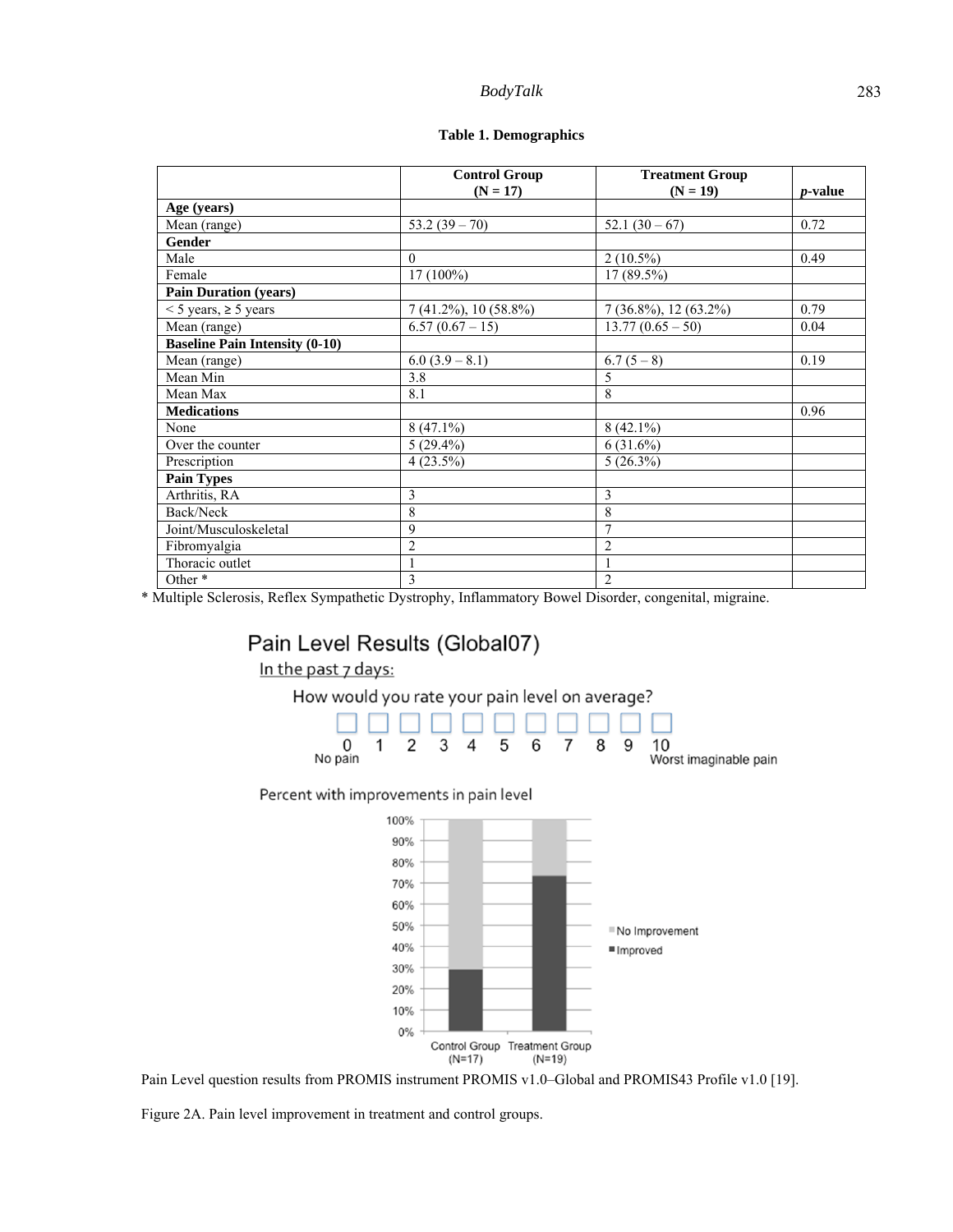**Table 1. Demographics**

| | Control Group (N = 17) | Treatment Group (N = 19) | *p*-value |
|---|---|---|---|
| **Age (years)** | | | |
| Mean (range) | 53.2 (39 – 70) | 52.1 (30 – 67) | 0.72 |
| **Gender** | | | |
| Male | 0 | 2 (10.5%) | 0.49 |
| Female | 17 (100%) | 17 (89.5%) | |
| **Pain Duration (years)** | | | |
| < 5 years, ≥ 5 years | 7 (41.2%), 10 (58.8%) | 7 (36.8%), 12 (63.2%) | 0.79 |
| Mean (range) | 6.57 (0.67 – 15) | 13.77 (0.65 – 50) | 0.04 |
| **Baseline Pain Intensity (0-10)** | | | |
| Mean (range) | 6.0 (3.9 – 8.1) | 6.7 (5 – 8) | 0.19 |
| Mean Min | 3.8 | 5 | |
| Mean Max | 8.1 | 8 | |
| **Medications** | | | 0.96 |
| None | 8 (47.1%) | 8 (42.1%) | |
| Over the counter | 5 (29.4%) | 6 (31.6%) | |
| Prescription | 4 (23.5%) | 5 (26.3%) | |
| **Pain Types** | | | |
| Arthritis, RA | 3 | 3 | |
| Back/Neck | 8 | 8 | |
| Joint/Musculoskeletal | 9 | 7 | |
| Fibromyalgia | 2 | 2 | |
| Thoracic outlet | 1 | 1 | |
| Other * | 3 | 2 | |

* Multiple Sclerosis, Reflex Sympathetic Dystrophy, Inflammatory Bowel Disorder, congenital, migraine.

Pain Level Results (Global07)

In the past 7 days:

How would you rate your pain level on average?

0 No pain 1 2 3 4 5 6 7 8 9 10 Worst imaginable pain

Percent with improvements in pain level

Pain Level question results from PROMIS instrument PROMIS v1.0–Global and PROMIS43 Profile v1.0 [19].

Figure 2A. Pain level improvement in treatment and control groups.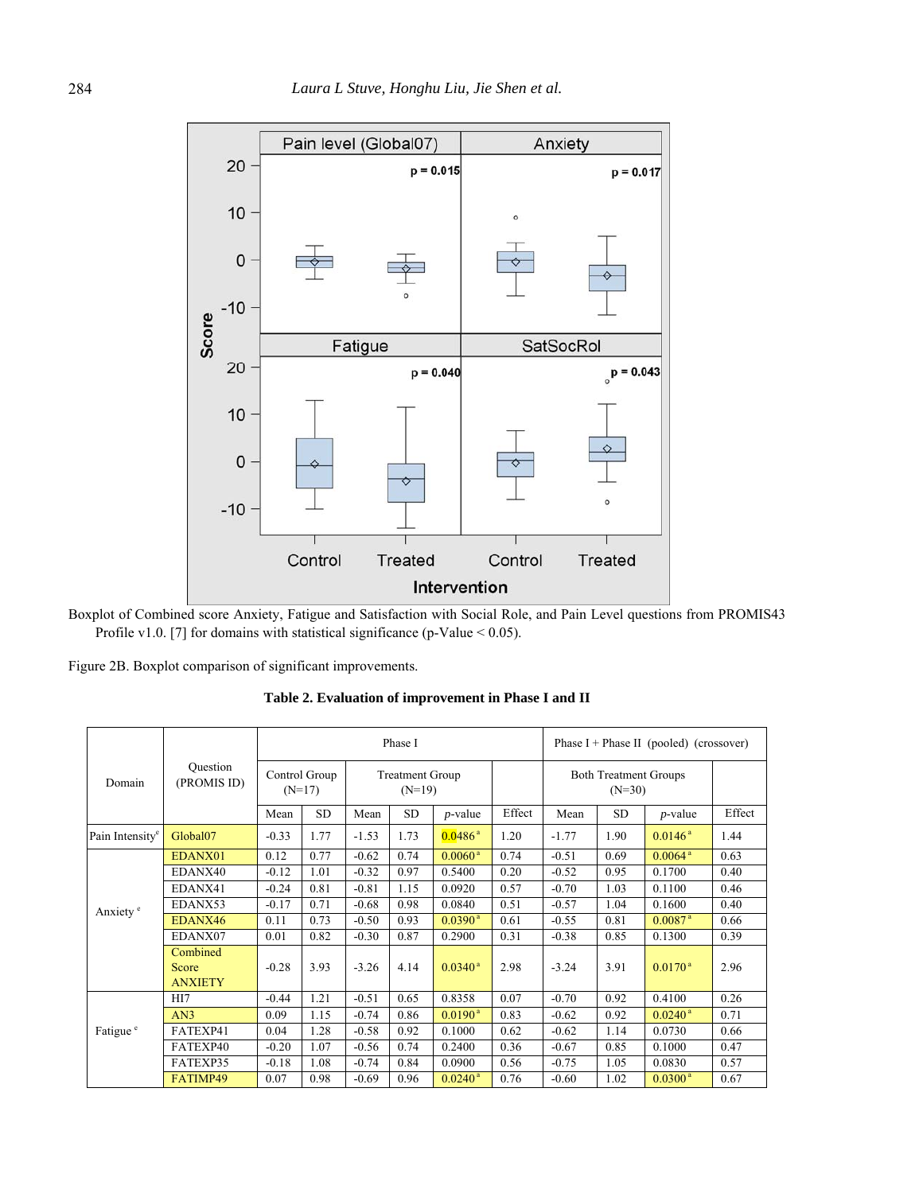Boxplot of Combined score Anxiety, Fatigue and Satisfaction with Social Role, and Pain Level questions from PROMIS43 Profile v1.0. [7] for domains with statistical significance (p-Value < 0.05).

Figure 2B. Boxplot comparison of significant improvements.

**Table 2. Evaluation of improvement in Phase I and II**

| Domain | Question (PROMIS ID) | Phase I | | | | | | Phase I + Phase II (pooled) (crossover) | | | |
|---|---|---|---|---|---|---|---|---|---|---|---|
| | | Control Group (N=17) | | Treatment Group (N=19) | | | | Both Treatment Groups (N=30) | | | |
| | | Mean | SD | Mean | SD | *p*-value | Effect | Mean | SD | *p*-value | Effect |
| Pain Intensity[e] | Global07 | -0.33 | 1.77 | -1.53 | 1.73 | 0.0486[a] | 1.20 | -1.77 | 1.90 | 0.0146[a] | 1.44 |
| Anxiety[e] | EDANX01 | 0.12 | 0.77 | -0.62 | 0.74 | 0.0060[a] | 0.74 | -0.51 | 0.69 | 0.0064[a] | 0.63 |
| | EDANX40 | -0.12 | 1.01 | -0.32 | 0.97 | 0.5400 | 0.20 | -0.52 | 0.95 | 0.1700 | 0.40 |
| | EDANX41 | -0.24 | 0.81 | -0.81 | 1.15 | 0.0920 | 0.57 | -0.70 | 1.03 | 0.1100 | 0.46 |
| | EDANX53 | -0.17 | 0.71 | -0.68 | 0.98 | 0.0840 | 0.51 | -0.57 | 1.04 | 0.1600 | 0.40 |
| | EDANX46 | 0.11 | 0.73 | -0.50 | 0.93 | 0.0390[a] | 0.61 | -0.55 | 0.81 | 0.0087[a] | 0.66 |
| | EDANX07 | 0.01 | 0.82 | -0.30 | 0.87 | 0.2900 | 0.31 | -0.38 | 0.85 | 0.1300 | 0.39 |
| | Combined Score ANXIETY | -0.28 | 3.93 | -3.26 | 4.14 | 0.0340[a] | 2.98 | -3.24 | 3.91 | 0.0170[a] | 2.96 |
| Fatigue[e] | HI7 | -0.44 | 1.21 | -0.51 | 0.65 | 0.8358 | 0.07 | -0.70 | 0.92 | 0.4100 | 0.26 |
| | AN3 | 0.09 | 1.15 | -0.74 | 0.86 | 0.0190[a] | 0.83 | -0.62 | 0.92 | 0.0240[a] | 0.71 |
| | FATEXP41 | 0.04 | 1.28 | -0.58 | 0.92 | 0.1000 | 0.62 | -0.62 | 1.14 | 0.0730 | 0.66 |
| | FATEXP40 | -0.20 | 1.07 | -0.56 | 0.74 | 0.2400 | 0.36 | -0.67 | 0.85 | 0.1000 | 0.47 |
| | FATEXP35 | -0.18 | 1.08 | -0.74 | 0.84 | 0.0900 | 0.56 | -0.75 | 1.05 | 0.0830 | 0.57 |
| | FATIMP49 | 0.07 | 0.98 | -0.69 | 0.96 | 0.0240[a] | 0.76 | -0.60 | 1.02 | 0.0300[a] | 0.67 |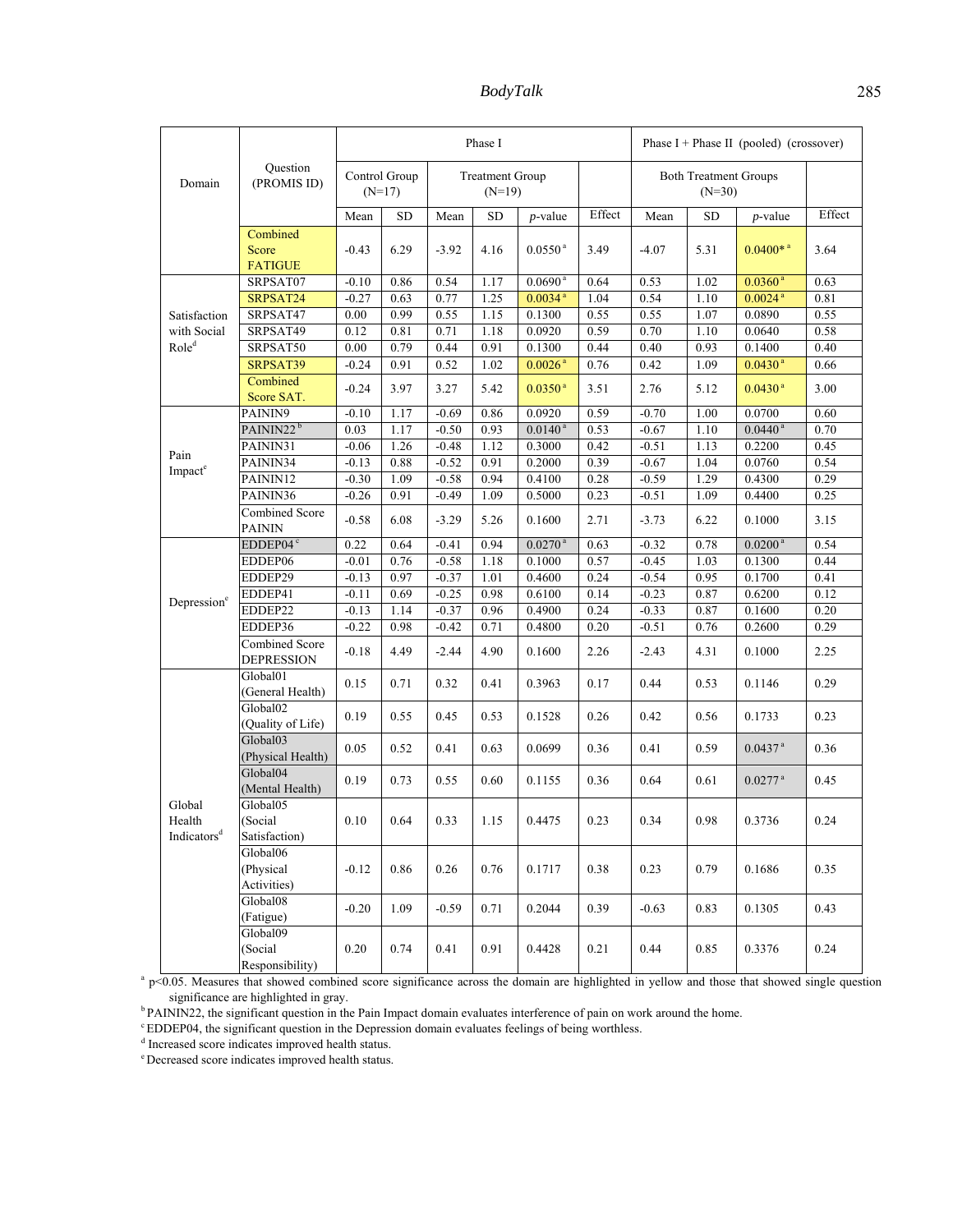| Domain | Question (PROMIS ID) | Phase I | | | | | | Phase I + Phase II (pooled) (crossover) | | | |
|---|---|---|---|---|---|---|---|---|---|---|---|
| | | Control Group (N=17) | | Treatment Group (N=19) | | | | Both Treatment Groups (N=30) | | | |
| | | Mean | SD | Mean | SD | *p*-value | Effect | Mean | SD | *p*-value | Effect |
| | Combined Score FATIGUE | -0.43 | 6.29 | -3.92 | 4.16 | 0.0550 [a] | 3.49 | -4.07 | 5.31 | 0.0400* [a] | 3.64 |
| Satisfaction with Social Role[d] | SRPSAT07 | -0.10 | 0.86 | 0.54 | 1.17 | 0.0690 [a] | 0.64 | 0.53 | 1.02 | 0.0360 [a] | 0.63 |
| | SRPSAT24 | -0.27 | 0.63 | 0.77 | 1.25 | 0.0034 [a] | 1.04 | 0.54 | 1.10 | 0.0024 [a] | 0.81 |
| | SRPSAT47 | 0.00 | 0.99 | 0.55 | 1.15 | 0.1300 | 0.55 | 0.55 | 1.07 | 0.0890 | 0.55 |
| | SRPSAT49 | 0.12 | 0.81 | 0.71 | 1.18 | 0.0920 | 0.59 | 0.70 | 1.10 | 0.0640 | 0.58 |
| | SRPSAT50 | 0.00 | 0.79 | 0.44 | 0.91 | 0.1300 | 0.44 | 0.40 | 0.93 | 0.1400 | 0.40 |
| | SRPSAT39 | -0.24 | 0.91 | 0.52 | 1.02 | 0.0026 [a] | 0.76 | 0.42 | 1.09 | 0.0430 [a] | 0.66 |
| | Combined Score SAT. | -0.24 | 3.97 | 3.27 | 5.42 | 0.0350 [a] | 3.51 | 2.76 | 5.12 | 0.0430 [a] | 3.00 |
| Pain Impact[e] | PAININ9 | -0.10 | 1.17 | -0.69 | 0.86 | 0.0920 | 0.59 | -0.70 | 1.00 | 0.0700 | 0.60 |
| | PAININ22 [b] | 0.03 | 1.17 | -0.50 | 0.93 | 0.0140 [a] | 0.53 | -0.67 | 1.10 | 0.0440 [a] | 0.70 |
| | PAININ31 | -0.06 | 1.26 | -0.48 | 1.12 | 0.3000 | 0.42 | -0.51 | 1.13 | 0.2200 | 0.45 |
| | PAININ34 | -0.13 | 0.88 | -0.52 | 0.91 | 0.2000 | 0.39 | -0.67 | 1.04 | 0.0760 | 0.54 |
| | PAININ12 | -0.30 | 1.09 | -0.58 | 0.94 | 0.4100 | 0.28 | -0.59 | 1.29 | 0.4300 | 0.29 |
| | PAININ36 | -0.26 | 0.91 | -0.49 | 1.09 | 0.5000 | 0.23 | -0.51 | 1.09 | 0.4400 | 0.25 |
| | Combined Score PAININ | -0.58 | 6.08 | -3.29 | 5.26 | 0.1600 | 2.71 | -3.73 | 6.22 | 0.1000 | 3.15 |
| Depression[e] | EDDEP04 [c] | 0.22 | 0.64 | -0.41 | 0.94 | 0.0270 [a] | 0.63 | -0.32 | 0.78 | 0.0200 [a] | 0.54 |
| | EDDEP06 | -0.01 | 0.76 | -0.58 | 1.18 | 0.1000 | 0.57 | -0.45 | 1.03 | 0.1300 | 0.44 |
| | EDDEP29 | -0.13 | 0.97 | -0.37 | 1.01 | 0.4600 | 0.24 | -0.54 | 0.95 | 0.1700 | 0.41 |
| | EDDEP41 | -0.11 | 0.69 | -0.25 | 0.98 | 0.6100 | 0.14 | -0.23 | 0.87 | 0.6200 | 0.12 |
| | EDDEP22 | -0.13 | 1.14 | -0.37 | 0.96 | 0.4900 | 0.24 | -0.33 | 0.87 | 0.1600 | 0.20 |
| | EDDEP36 | -0.22 | 0.98 | -0.42 | 0.71 | 0.4800 | 0.20 | -0.51 | 0.76 | 0.2600 | 0.29 |
| | Combined Score DEPRESSION | -0.18 | 4.49 | -2.44 | 4.90 | 0.1600 | 2.26 | -2.43 | 4.31 | 0.1000 | 2.25 |
| Global Health Indicators[d] | Global01 (General Health) | 0.15 | 0.71 | 0.32 | 0.41 | 0.3963 | 0.17 | 0.44 | 0.53 | 0.1146 | 0.29 |
| | Global02 (Quality of Life) | 0.19 | 0.55 | 0.45 | 0.53 | 0.1528 | 0.26 | 0.42 | 0.56 | 0.1733 | 0.23 |
| | Global03 (Physical Health) | 0.05 | 0.52 | 0.41 | 0.63 | 0.0699 | 0.36 | 0.41 | 0.59 | 0.0437 [a] | 0.36 |
| | Global04 (Mental Health) | 0.19 | 0.73 | 0.55 | 0.60 | 0.1155 | 0.36 | 0.64 | 0.61 | 0.0277 [a] | 0.45 |
| | Global05 (Social Satisfaction) | 0.10 | 0.64 | 0.33 | 1.15 | 0.4475 | 0.23 | 0.34 | 0.98 | 0.3736 | 0.24 |
| | Global06 (Physical Activities) | -0.12 | 0.86 | 0.26 | 0.76 | 0.1717 | 0.38 | 0.23 | 0.79 | 0.1686 | 0.35 |
| | Global08 (Fatigue) | -0.20 | 1.09 | -0.59 | 0.71 | 0.2044 | 0.39 | -0.63 | 0.83 | 0.1305 | 0.43 |
| | Global09 (Social Responsibility) | 0.20 | 0.74 | 0.41 | 0.91 | 0.4428 | 0.21 | 0.44 | 0.85 | 0.3376 | 0.24 |

[a] $p<0.05$. Measures that showed combined score significance across the domain are highlighted in yellow and those that showed single question significance are highlighted in gray.

[b] PAININ22, the significant question in the Pain Impact domain evaluates interference of pain on work around the home.

[c] EDDEP04, the significant question in the Depression domain evaluates feelings of being worthless.

[d] Increased score indicates improved health status.

[e] Decreased score indicates improved health status.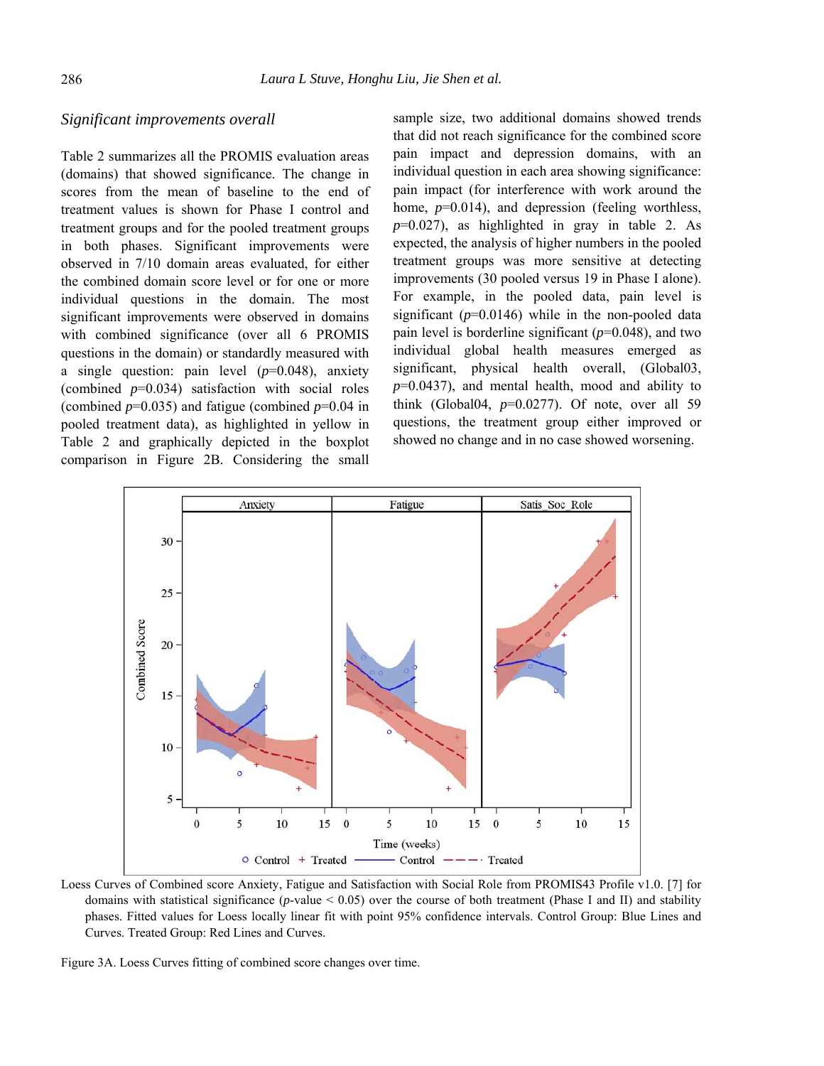### *Significant improvements overall*

Table 2 summarizes all the PROMIS evaluation areas (domains) that showed significance. The change in scores from the mean of baseline to the end of treatment values is shown for Phase I control and treatment groups and for the pooled treatment groups in both phases. Significant improvements were observed in 7/10 domain areas evaluated, for either the combined domain score level or for one or more individual questions in the domain. The most significant improvements were observed in domains with combined significance (over all 6 PROMIS questions in the domain) or standardly measured with a single question: pain level ($p$=0.048), anxiety (combined $p$=0.034) satisfaction with social roles (combined $p$=0.035) and fatigue (combined $p$=0.04 in pooled treatment data), as highlighted in yellow in Table 2 and graphically depicted in the boxplot comparison in Figure 2B. Considering the small sample size, two additional domains showed trends that did not reach significance for the combined score pain impact and depression domains, with an individual question in each area showing significance: pain impact (for interference with work around the home, $p$=0.014), and depression (feeling worthless, $p$=0.027), as highlighted in gray in table 2. As expected, the analysis of higher numbers in the pooled treatment groups was more sensitive at detecting improvements (30 pooled versus 19 in Phase I alone). For example, in the pooled data, pain level is significant ($p$=0.0146) while in the non-pooled data pain level is borderline significant ($p$=0.048), and two individual global health measures emerged as significant, physical health overall, (Global03, $p$=0.0437), and mental health, mood and ability to think (Global04, $p$=0.0277). Of note, over all 59 questions, the treatment group either improved or showed no change and in no case showed worsening.

Loess Curves of Combined score Anxiety, Fatigue and Satisfaction with Social Role from PROMIS43 Profile v1.0. [7] for domains with statistical significance ($p$-value < 0.05) over the course of both treatment (Phase I and II) and stability phases. Fitted values for Loess locally linear fit with point 95% confidence intervals. Control Group: Blue Lines and Curves. Treated Group: Red Lines and Curves.

Figure 3A. Loess Curves fitting of combined score changes over time.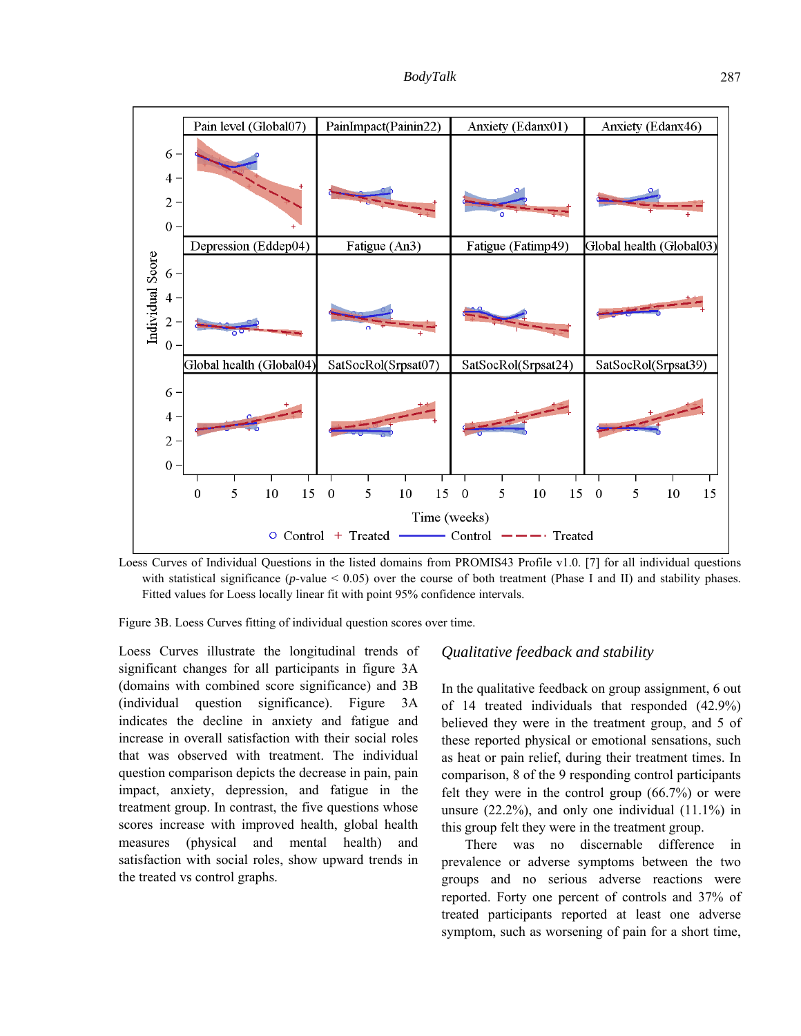Loess Curves of Individual Questions in the listed domains from PROMIS43 Profile v1.0. [7] for all individual questions with statistical significance ($p$-value < 0.05) over the course of both treatment (Phase I and II) and stability phases. Fitted values for Loess locally linear fit with point 95% confidence intervals.

Figure 3B. Loess Curves fitting of individual question scores over time.

Loess Curves illustrate the longitudinal trends of significant changes for all participants in figure 3A (domains with combined score significance) and 3B (individual question significance). Figure 3A indicates the decline in anxiety and fatigue and increase in overall satisfaction with their social roles that was observed with treatment. The individual question comparison depicts the decrease in pain, pain impact, anxiety, depression, and fatigue in the treatment group. In contrast, the five questions whose scores increase with improved health, global health measures (physical and mental health) and satisfaction with social roles, show upward trends in the treated vs control graphs.

## *Qualitative feedback and stability*

In the qualitative feedback on group assignment, 6 out of 14 treated individuals that responded (42.9%) believed they were in the treatment group, and 5 of these reported physical or emotional sensations, such as heat or pain relief, during their treatment times. In comparison, 8 of the 9 responding control participants felt they were in the control group (66.7%) or were unsure (22.2%), and only one individual (11.1%) in this group felt they were in the treatment group.

There was no discernable difference in prevalence or adverse symptoms between the two groups and no serious adverse reactions were reported. Forty one percent of controls and 37% of treated participants reported at least one adverse symptom, such as worsening of pain for a short time,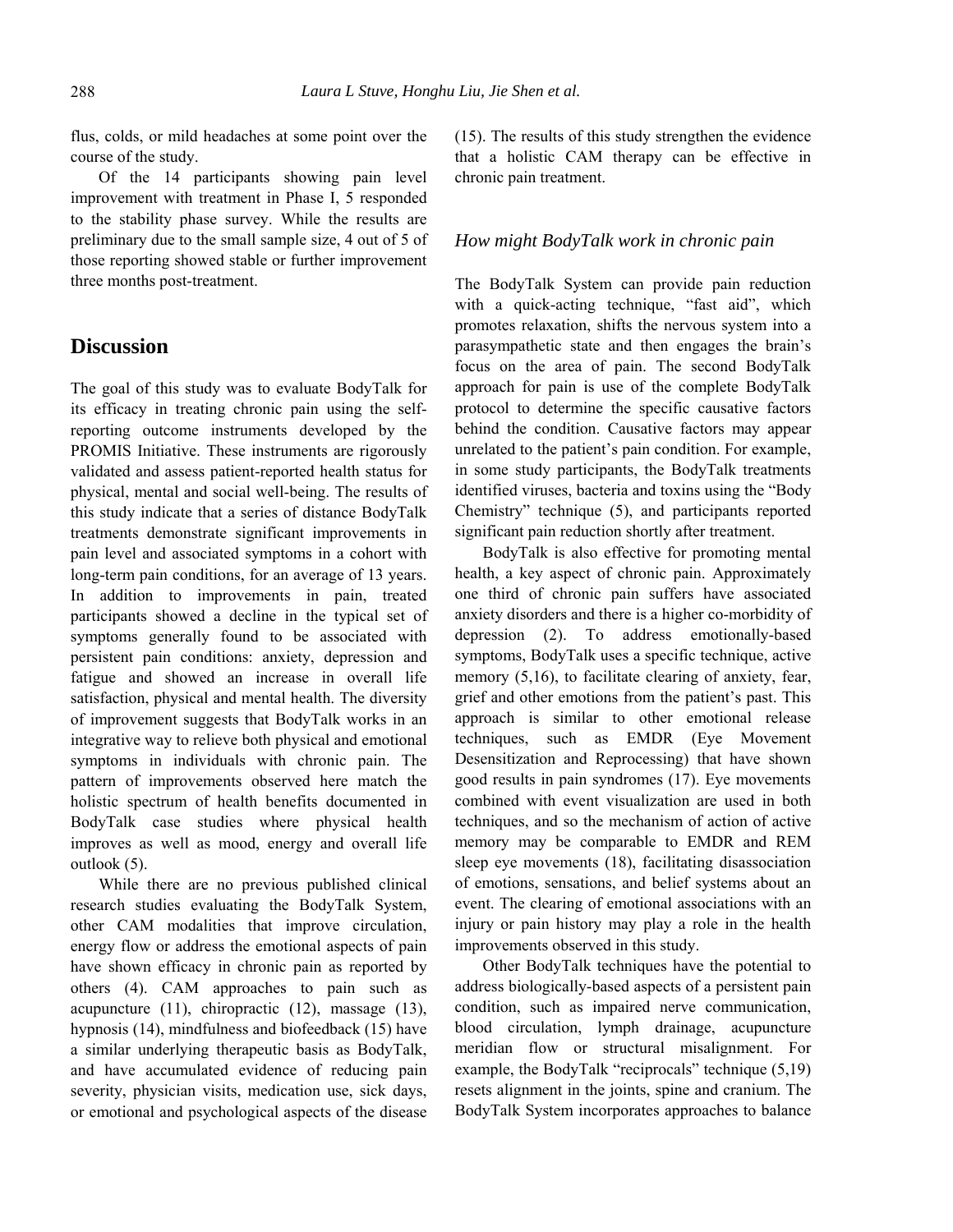flus, colds, or mild headaches at some point over the course of the study.

Of the 14 participants showing pain level improvement with treatment in Phase I, 5 responded to the stability phase survey. While the results are preliminary due to the small sample size, 4 out of 5 of those reporting showed stable or further improvement three months post-treatment.

## Discussion

The goal of this study was to evaluate BodyTalk for its efficacy in treating chronic pain using the self-reporting outcome instruments developed by the PROMIS Initiative. These instruments are rigorously validated and assess patient-reported health status for physical, mental and social well-being. The results of this study indicate that a series of distance BodyTalk treatments demonstrate significant improvements in pain level and associated symptoms in a cohort with long-term pain conditions, for an average of 13 years. In addition to improvements in pain, treated participants showed a decline in the typical set of symptoms generally found to be associated with persistent pain conditions: anxiety, depression and fatigue and showed an increase in overall life satisfaction, physical and mental health. The diversity of improvement suggests that BodyTalk works in an integrative way to relieve both physical and emotional symptoms in individuals with chronic pain. The pattern of improvements observed here match the holistic spectrum of health benefits documented in BodyTalk case studies where physical health improves as well as mood, energy and overall life outlook (5).

While there are no previous published clinical research studies evaluating the BodyTalk System, other CAM modalities that improve circulation, energy flow or address the emotional aspects of pain have shown efficacy in chronic pain as reported by others (4). CAM approaches to pain such as acupuncture (11), chiropractic (12), massage (13), hypnosis (14), mindfulness and biofeedback (15) have a similar underlying therapeutic basis as BodyTalk, and have accumulated evidence of reducing pain severity, physician visits, medication use, sick days, or emotional and psychological aspects of the disease (15). The results of this study strengthen the evidence that a holistic CAM therapy can be effective in chronic pain treatment.

### *How might BodyTalk work in chronic pain*

The BodyTalk System can provide pain reduction with a quick-acting technique, "fast aid", which promotes relaxation, shifts the nervous system into a parasympathetic state and then engages the brain's focus on the area of pain. The second BodyTalk approach for pain is use of the complete BodyTalk protocol to determine the specific causative factors behind the condition. Causative factors may appear unrelated to the patient's pain condition. For example, in some study participants, the BodyTalk treatments identified viruses, bacteria and toxins using the "Body Chemistry" technique (5), and participants reported significant pain reduction shortly after treatment.

BodyTalk is also effective for promoting mental health, a key aspect of chronic pain. Approximately one third of chronic pain suffers have associated anxiety disorders and there is a higher co-morbidity of depression (2). To address emotionally-based symptoms, BodyTalk uses a specific technique, active memory (5,16), to facilitate clearing of anxiety, fear, grief and other emotions from the patient's past. This approach is similar to other emotional release techniques, such as EMDR (Eye Movement Desensitization and Reprocessing) that have shown good results in pain syndromes (17). Eye movements combined with event visualization are used in both techniques, and so the mechanism of action of active memory may be comparable to EMDR and REM sleep eye movements (18), facilitating disassociation of emotions, sensations, and belief systems about an event. The clearing of emotional associations with an injury or pain history may play a role in the health improvements observed in this study.

Other BodyTalk techniques have the potential to address biologically-based aspects of a persistent pain condition, such as impaired nerve communication, blood circulation, lymph drainage, acupuncture meridian flow or structural misalignment. For example, the BodyTalk "reciprocals" technique (5,19) resets alignment in the joints, spine and cranium. The BodyTalk System incorporates approaches to balance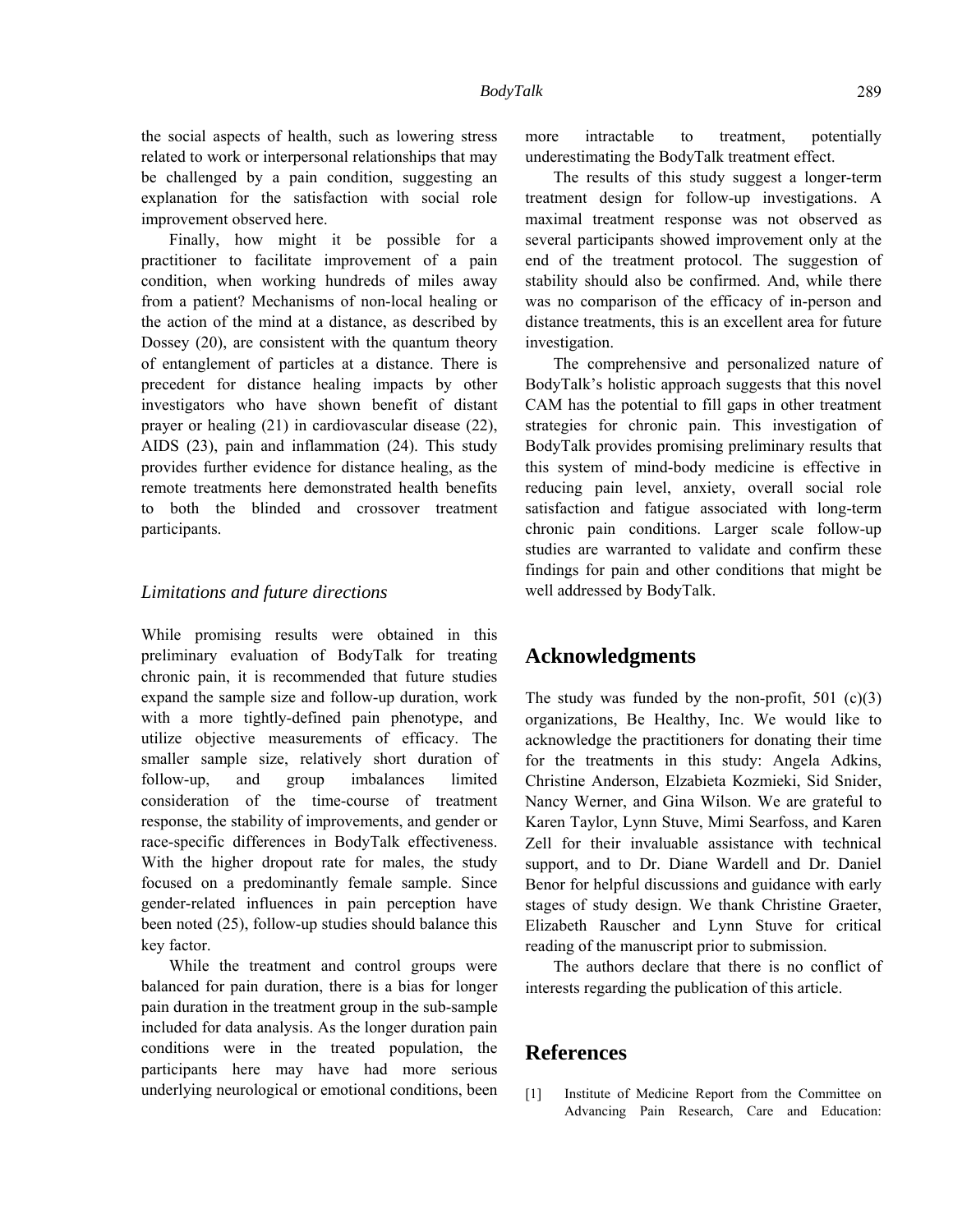the social aspects of health, such as lowering stress related to work or interpersonal relationships that may be challenged by a pain condition, suggesting an explanation for the satisfaction with social role improvement observed here.

Finally, how might it be possible for a practitioner to facilitate improvement of a pain condition, when working hundreds of miles away from a patient? Mechanisms of non-local healing or the action of the mind at a distance, as described by Dossey (20), are consistent with the quantum theory of entanglement of particles at a distance. There is precedent for distance healing impacts by other investigators who have shown benefit of distant prayer or healing (21) in cardiovascular disease (22), AIDS (23), pain and inflammation (24). This study provides further evidence for distance healing, as the remote treatments here demonstrated health benefits to both the blinded and crossover treatment participants.

### *Limitations and future directions*

While promising results were obtained in this preliminary evaluation of BodyTalk for treating chronic pain, it is recommended that future studies expand the sample size and follow-up duration, work with a more tightly-defined pain phenotype, and utilize objective measurements of efficacy. The smaller sample size, relatively short duration of follow-up, and group imbalances limited consideration of the time-course of treatment response, the stability of improvements, and gender or race-specific differences in BodyTalk effectiveness. With the higher dropout rate for males, the study focused on a predominantly female sample. Since gender-related influences in pain perception have been noted (25), follow-up studies should balance this key factor.

While the treatment and control groups were balanced for pain duration, there is a bias for longer pain duration in the treatment group in the sub-sample included for data analysis. As the longer duration pain conditions were in the treated population, the participants here may have had more serious underlying neurological or emotional conditions, been more intractable to treatment, potentially underestimating the BodyTalk treatment effect.

The results of this study suggest a longer-term treatment design for follow-up investigations. A maximal treatment response was not observed as several participants showed improvement only at the end of the treatment protocol. The suggestion of stability should also be confirmed. And, while there was no comparison of the efficacy of in-person and distance treatments, this is an excellent area for future investigation.

The comprehensive and personalized nature of BodyTalk's holistic approach suggests that this novel CAM has the potential to fill gaps in other treatment strategies for chronic pain. This investigation of BodyTalk provides promising preliminary results that this system of mind-body medicine is effective in reducing pain level, anxiety, overall social role satisfaction and fatigue associated with long-term chronic pain conditions. Larger scale follow-up studies are warranted to validate and confirm these findings for pain and other conditions that might be well addressed by BodyTalk.

## Acknowledgments

The study was funded by the non-profit, 501 (c)(3) organizations, Be Healthy, Inc. We would like to acknowledge the practitioners for donating their time for the treatments in this study: Angela Adkins, Christine Anderson, Elzabieta Kozmieki, Sid Snider, Nancy Werner, and Gina Wilson. We are grateful to Karen Taylor, Lynn Stuve, Mimi Searfoss, and Karen Zell for their invaluable assistance with technical support, and to Dr. Diane Wardell and Dr. Daniel Benor for helpful discussions and guidance with early stages of study design. We thank Christine Graeter, Elizabeth Rauscher and Lynn Stuve for critical reading of the manuscript prior to submission.

The authors declare that there is no conflict of interests regarding the publication of this article.

## References

[1] Institute of Medicine Report from the Committee on Advancing Pain Research, Care and Education: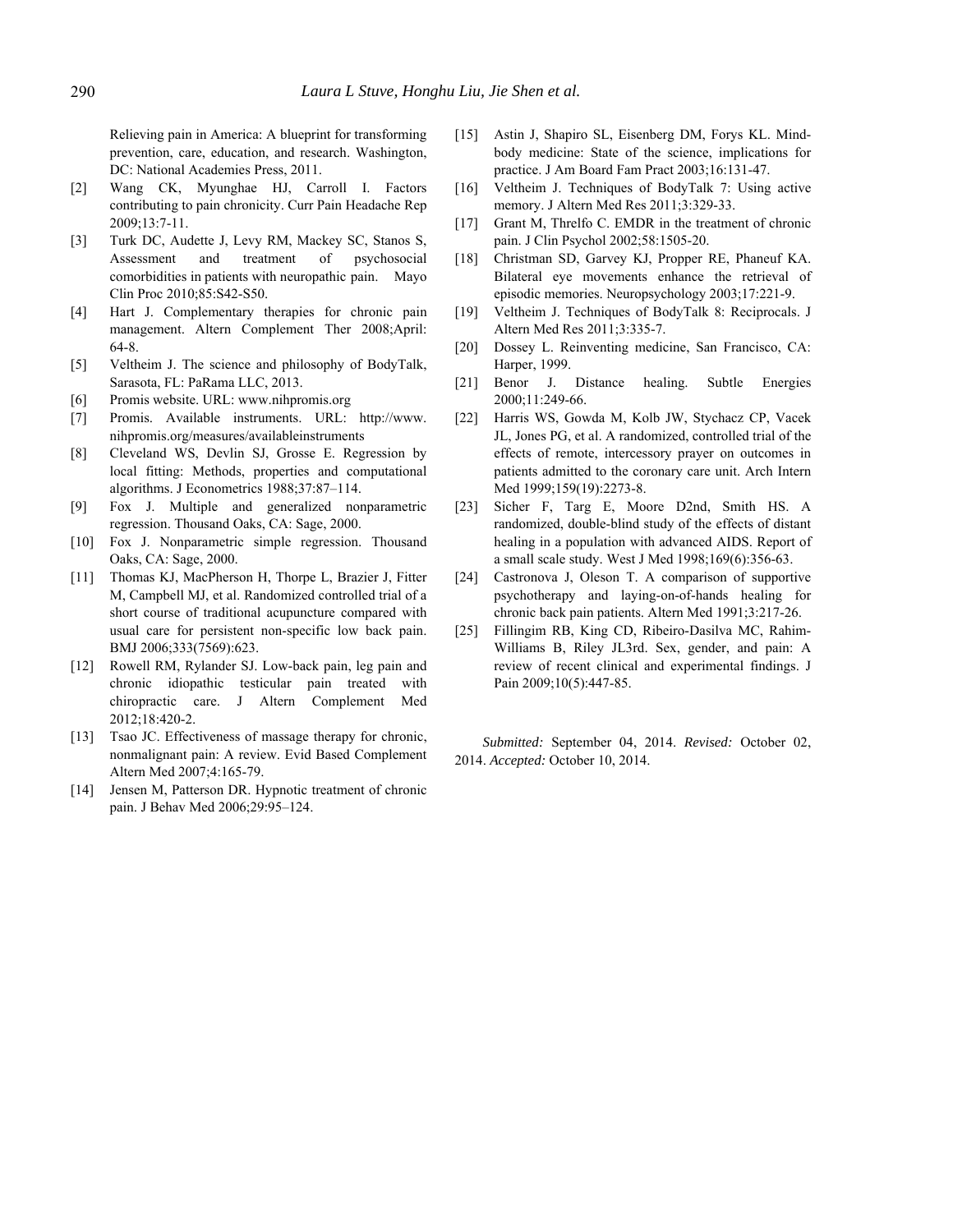Relieving pain in America: A blueprint for transforming prevention, care, education, and research. Washington, DC: National Academies Press, 2011.

[2] Wang CK, Myunghae HJ, Carroll I. Factors contributing to pain chronicity. Curr Pain Headache Rep 2009;13:7-11.

[3] Turk DC, Audette J, Levy RM, Mackey SC, Stanos S, Assessment and treatment of psychosocial comorbidities in patients with neuropathic pain. Mayo Clin Proc 2010;85:S42-S50.

[4] Hart J. Complementary therapies for chronic pain management. Altern Complement Ther 2008;April: 64-8.

[5] Veltheim J. The science and philosophy of BodyTalk, Sarasota, FL: PaRama LLC, 2013.

[6] Promis website. URL: www.nihpromis.org

[7] Promis. Available instruments. URL: http://www.nihpromis.org/measures/availableinstruments

[8] Cleveland WS, Devlin SJ, Grosse E. Regression by local fitting: Methods, properties and computational algorithms. J Econometrics 1988;37:87–114.

[9] Fox J. Multiple and generalized nonparametric regression. Thousand Oaks, CA: Sage, 2000.

[10] Fox J. Nonparametric simple regression. Thousand Oaks, CA: Sage, 2000.

[11] Thomas KJ, MacPherson H, Thorpe L, Brazier J, Fitter M, Campbell MJ, et al. Randomized controlled trial of a short course of traditional acupuncture compared with usual care for persistent non-specific low back pain. BMJ 2006;333(7569):623.

[12] Rowell RM, Rylander SJ. Low-back pain, leg pain and chronic idiopathic testicular pain treated with chiropractic care. J Altern Complement Med 2012;18:420-2.

[13] Tsao JC. Effectiveness of massage therapy for chronic, nonmalignant pain: A review. Evid Based Complement Altern Med 2007;4:165-79.

[14] Jensen M, Patterson DR. Hypnotic treatment of chronic pain. J Behav Med 2006;29:95–124.

[15] Astin J, Shapiro SL, Eisenberg DM, Forys KL. Mind-body medicine: State of the science, implications for practice. J Am Board Fam Pract 2003;16:131-47.

[16] Veltheim J. Techniques of BodyTalk 7: Using active memory. J Altern Med Res 2011;3:329-33.

[17] Grant M, Threlfo C. EMDR in the treatment of chronic pain. J Clin Psychol 2002;58:1505-20.

[18] Christman SD, Garvey KJ, Propper RE, Phaneuf KA. Bilateral eye movements enhance the retrieval of episodic memories. Neuropsychology 2003;17:221-9.

[19] Veltheim J. Techniques of BodyTalk 8: Reciprocals. J Altern Med Res 2011;3:335-7.

[20] Dossey L. Reinventing medicine, San Francisco, CA: Harper, 1999.

[21] Benor J. Distance healing. Subtle Energies 2000;11:249-66.

[22] Harris WS, Gowda M, Kolb JW, Stychacz CP, Vacek JL, Jones PG, et al. A randomized, controlled trial of the effects of remote, intercessory prayer on outcomes in patients admitted to the coronary care unit. Arch Intern Med 1999;159(19):2273-8.

[23] Sicher F, Targ E, Moore D2nd, Smith HS. A randomized, double-blind study of the effects of distant healing in a population with advanced AIDS. Report of a small scale study. West J Med 1998;169(6):356-63.

[24] Castronova J, Oleson T. A comparison of supportive psychotherapy and laying-on-of-hands healing for chronic back pain patients. Altern Med 1991;3:217-26.

[25] Fillingim RB, King CD, Ribeiro-Dasilva MC, Rahim-Williams B, Riley JL3rd. Sex, gender, and pain: A review of recent clinical and experimental findings. J Pain 2009;10(5):447-85.

*Submitted:* September 04, 2014. *Revised:* October 02, 2014. *Accepted:* October 10, 2014.